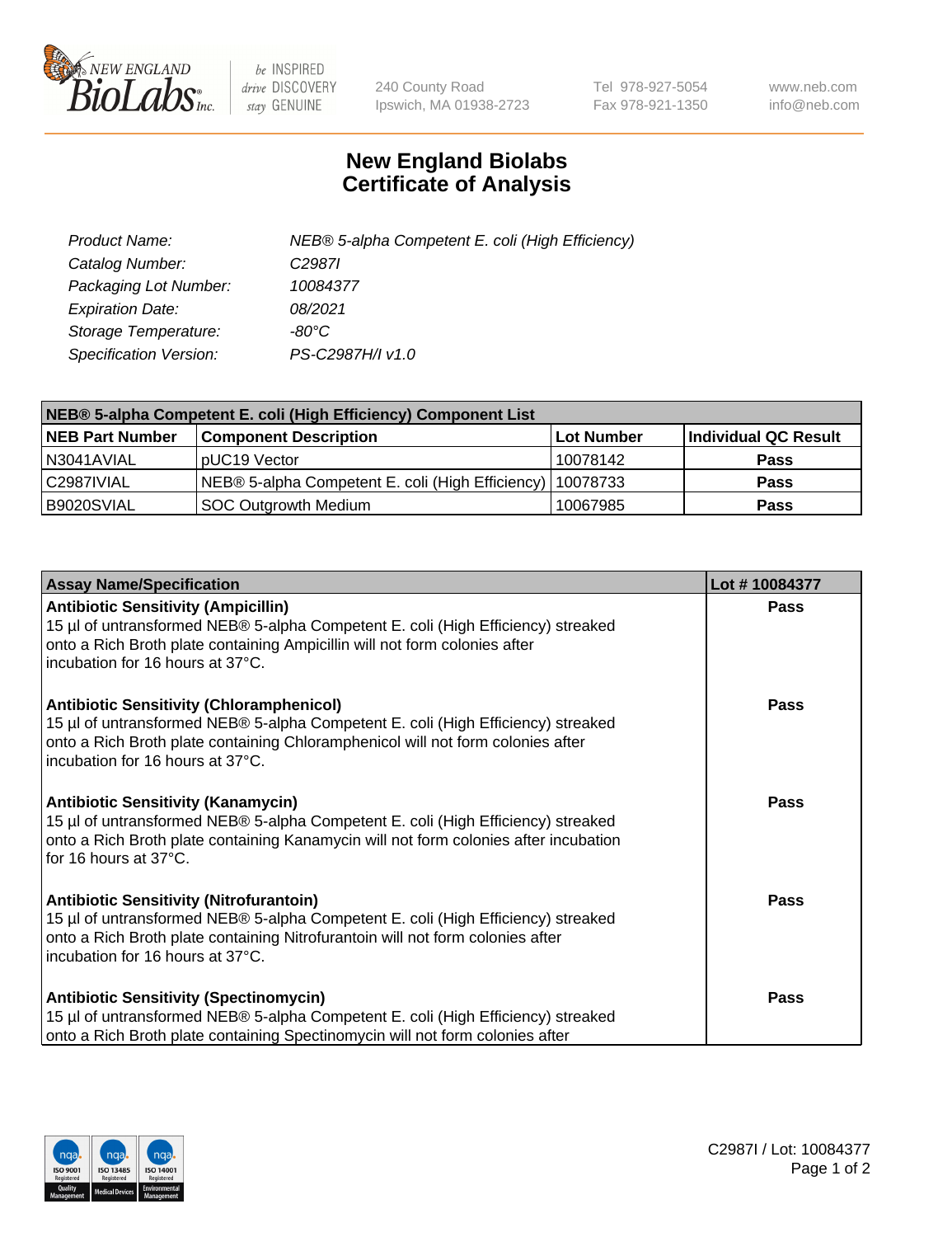# New England Biolabs Certificate of Analysis

| | |
|---|---|
| *Product Name:* | *NEB® 5-alpha Competent E. coli (High Efficiency)* |
| *Catalog Number:* | *C2987I* |
| *Packaging Lot Number:* | *10084377* |
| *Expiration Date:* | *08/2021* |
| *Storage Temperature:* | *-80°C* |
| *Specification Version:* | *PS-C2987H/I v1.0* |

| NEB® 5-alpha Competent E. coli (High Efficiency) Component List | | | |
|---|---|---|---|
| **NEB Part Number** | **Component Description** | **Lot Number** | **Individual QC Result** |
| N3041AVIAL | pUC19 Vector | 10078142 | **Pass** |
| C2987IVIAL | NEB® 5-alpha Competent E. coli (High Efficiency) | 10078733 | **Pass** |
| B9020SVIAL | SOC Outgrowth Medium | 10067985 | **Pass** |

| Assay Name/Specification | Lot # 10084377 |
|---|---|
| **Antibiotic Sensitivity (Ampicillin)**<br>15 µl of untransformed NEB® 5-alpha Competent E. coli (High Efficiency) streaked onto a Rich Broth plate containing Ampicillin will not form colonies after incubation for 16 hours at 37°C. | **Pass** |
| **Antibiotic Sensitivity (Chloramphenicol)**<br>15 µl of untransformed NEB® 5-alpha Competent E. coli (High Efficiency) streaked onto a Rich Broth plate containing Chloramphenicol will not form colonies after incubation for 16 hours at 37°C. | **Pass** |
| **Antibiotic Sensitivity (Kanamycin)**<br>15 µl of untransformed NEB® 5-alpha Competent E. coli (High Efficiency) streaked onto a Rich Broth plate containing Kanamycin will not form colonies after incubation for 16 hours at 37°C. | **Pass** |
| **Antibiotic Sensitivity (Nitrofurantoin)**<br>15 µl of untransformed NEB® 5-alpha Competent E. coli (High Efficiency) streaked onto a Rich Broth plate containing Nitrofurantoin will not form colonies after incubation for 16 hours at 37°C. | **Pass** |
| **Antibiotic Sensitivity (Spectinomycin)**<br>15 µl of untransformed NEB® 5-alpha Competent E. coli (High Efficiency) streaked onto a Rich Broth plate containing Spectinomycin will not form colonies after | **Pass** |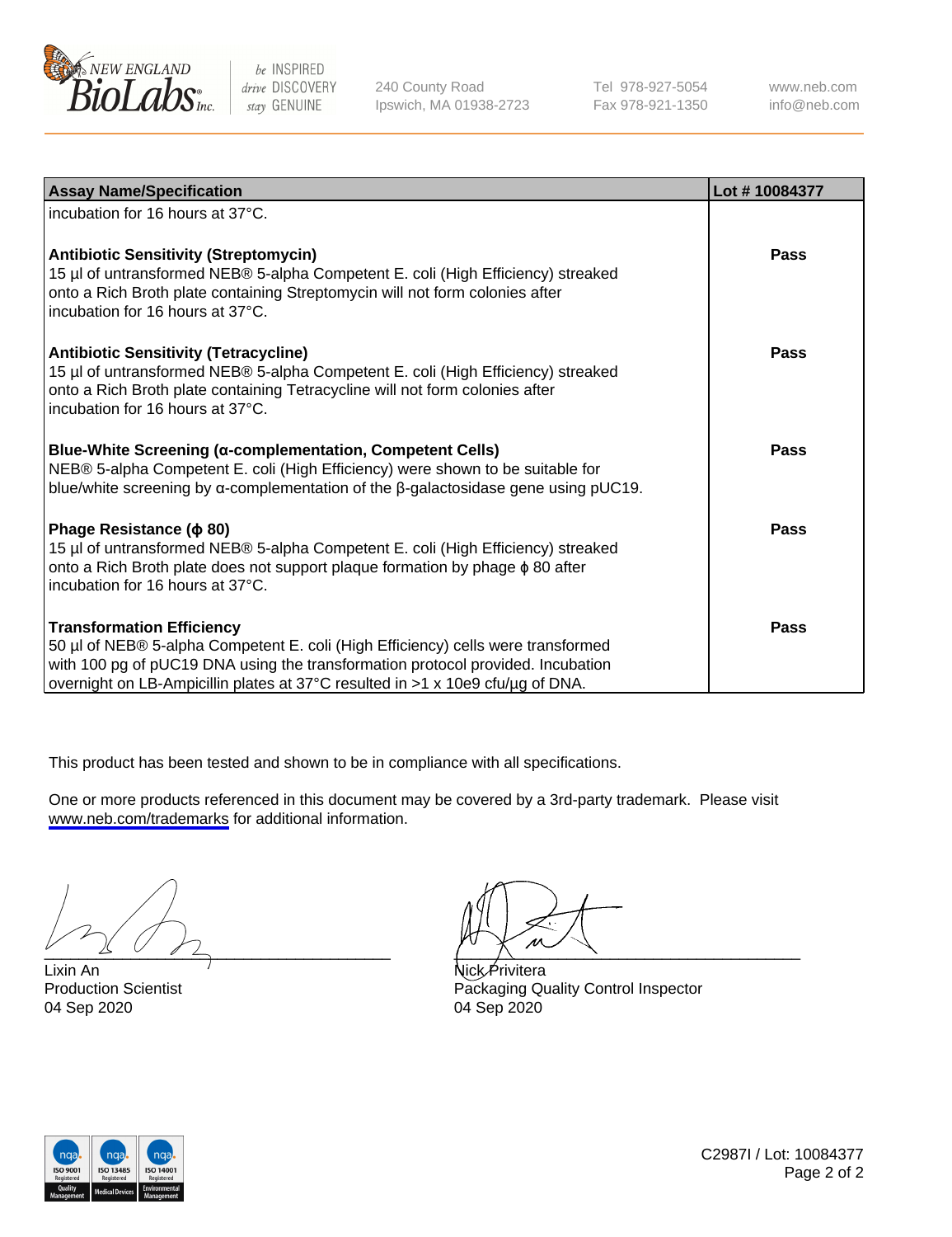| Assay Name/Specification | Lot # 10084377 |
|---|---|
| incubation for 16 hours at 37°C. | |
| **Antibiotic Sensitivity (Streptomycin)**<br>15 µl of untransformed NEB® 5-alpha Competent E. coli (High Efficiency) streaked onto a Rich Broth plate containing Streptomycin will not form colonies after incubation for 16 hours at 37°C. | **Pass** |
| **Antibiotic Sensitivity (Tetracycline)**<br>15 µl of untransformed NEB® 5-alpha Competent E. coli (High Efficiency) streaked onto a Rich Broth plate containing Tetracycline will not form colonies after incubation for 16 hours at 37°C. | **Pass** |
| **Blue-White Screening (α-complementation, Competent Cells)**<br>NEB® 5-alpha Competent E. coli (High Efficiency) were shown to be suitable for blue/white screening by α-complementation of the β-galactosidase gene using pUC19. | **Pass** |
| **Phage Resistance (ϕ 80)**<br>15 µl of untransformed NEB® 5-alpha Competent E. coli (High Efficiency) streaked onto a Rich Broth plate does not support plaque formation by phage ϕ 80 after incubation for 16 hours at 37°C. | **Pass** |
| **Transformation Efficiency**<br>50 µl of NEB® 5-alpha Competent E. coli (High Efficiency) cells were transformed with 100 pg of pUC19 DNA using the transformation protocol provided. Incubation overnight on LB-Ampicillin plates at 37°C resulted in >1 x 10e9 cfu/µg of DNA. | **Pass** |

This product has been tested and shown to be in compliance with all specifications.

One or more products referenced in this document may be covered by a 3rd-party trademark. Please visit www.neb.com/trademarks for additional information.

Lixin An
Production Scientist
04 Sep 2020

Nick Privitera
Packaging Quality Control Inspector
04 Sep 2020

C2987I / Lot: 10084377